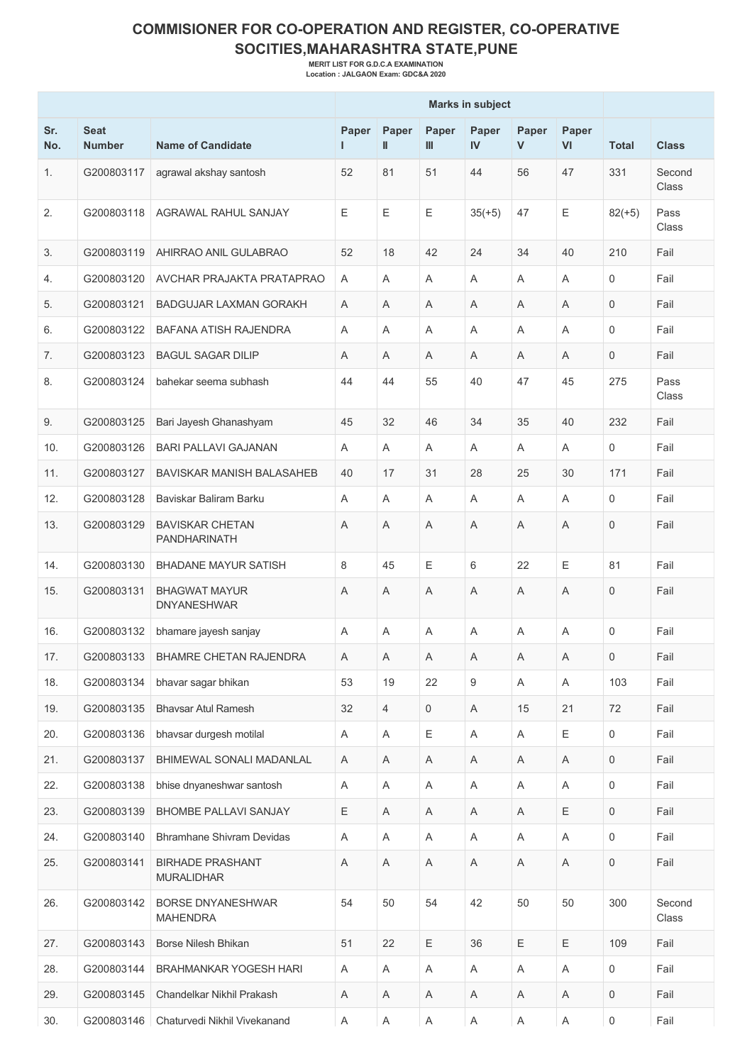# COMMISIONER FOR CO-OPERATION AND REGISTER, CO-OPERATIVE SOCITIES,MAHARASHTRA STATE,PUNE

**MERIT LIST FOR G.D.C.A EXAMINATION**

**Location : JALGAON Exam: GDC&A 2020**

| | | | Marks in subject | | | | | | | |
|---|---|---|---|---|---|---|---|---|---|---|
| Sr. No. | Seat Number | Name of Candidate | Paper I | Paper II | Paper III | Paper IV | Paper V | Paper VI | Total | Class |
| 1. | G200803117 | agrawal akshay santosh | 52 | 81 | 51 | 44 | 56 | 47 | 331 | Second Class |
| 2. | G200803118 | AGRAWAL RAHUL SANJAY | E | E | E | 35(+5) | 47 | E | 82(+5) | Pass Class |
| 3. | G200803119 | AHIRRAO ANIL GULABRAO | 52 | 18 | 42 | 24 | 34 | 40 | 210 | Fail |
| 4. | G200803120 | AVCHAR PRAJAKTA PRATAPRAO | A | A | A | A | A | A | 0 | Fail |
| 5. | G200803121 | BADGUJAR LAXMAN GORAKH | A | A | A | A | A | A | 0 | Fail |
| 6. | G200803122 | BAFANA ATISH RAJENDRA | A | A | A | A | A | A | 0 | Fail |
| 7. | G200803123 | BAGUL SAGAR DILIP | A | A | A | A | A | A | 0 | Fail |
| 8. | G200803124 | bahekar seema subhash | 44 | 44 | 55 | 40 | 47 | 45 | 275 | Pass Class |
| 9. | G200803125 | Bari Jayesh Ghanashyam | 45 | 32 | 46 | 34 | 35 | 40 | 232 | Fail |
| 10. | G200803126 | BARI PALLAVI GAJANAN | A | A | A | A | A | A | 0 | Fail |
| 11. | G200803127 | BAVISKAR MANISH BALASAHEB | 40 | 17 | 31 | 28 | 25 | 30 | 171 | Fail |
| 12. | G200803128 | Baviskar Baliram Barku | A | A | A | A | A | A | 0 | Fail |
| 13. | G200803129 | BAVISKAR CHETAN PANDHARINATH | A | A | A | A | A | A | 0 | Fail |
| 14. | G200803130 | BHADANE MAYUR SATISH | 8 | 45 | E | 6 | 22 | E | 81 | Fail |
| 15. | G200803131 | BHAGWAT MAYUR DNYANESHWAR | A | A | A | A | A | A | 0 | Fail |
| 16. | G200803132 | bhamare jayesh sanjay | A | A | A | A | A | A | 0 | Fail |
| 17. | G200803133 | BHAMRE CHETAN RAJENDRA | A | A | A | A | A | A | 0 | Fail |
| 18. | G200803134 | bhavar sagar bhikan | 53 | 19 | 22 | 9 | A | A | 103 | Fail |
| 19. | G200803135 | Bhavsar Atul Ramesh | 32 | 4 | 0 | A | 15 | 21 | 72 | Fail |
| 20. | G200803136 | bhavsar durgesh motilal | A | A | E | A | A | E | 0 | Fail |
| 21. | G200803137 | BHIMEWAL SONALI MADANLAL | A | A | A | A | A | A | 0 | Fail |
| 22. | G200803138 | bhise dnyaneshwar santosh | A | A | A | A | A | A | 0 | Fail |
| 23. | G200803139 | BHOMBE PALLAVI SANJAY | E | A | A | A | A | E | 0 | Fail |
| 24. | G200803140 | Bhramhane Shivram Devidas | A | A | A | A | A | A | 0 | Fail |
| 25. | G200803141 | BIRHADE PRASHANT MURALIDHAR | A | A | A | A | A | A | 0 | Fail |
| 26. | G200803142 | BORSE DNYANESHWAR MAHENDRA | 54 | 50 | 54 | 42 | 50 | 50 | 300 | Second Class |
| 27. | G200803143 | Borse Nilesh Bhikan | 51 | 22 | E | 36 | E | E | 109 | Fail |
| 28. | G200803144 | BRAHMANKAR YOGESH HARI | A | A | A | A | A | A | 0 | Fail |
| 29. | G200803145 | Chandelkar Nikhil Prakash | A | A | A | A | A | A | 0 | Fail |
| 30. | G200803146 | Chaturvedi Nikhil Vivekanand | A | A | A | A | A | A | 0 | Fail |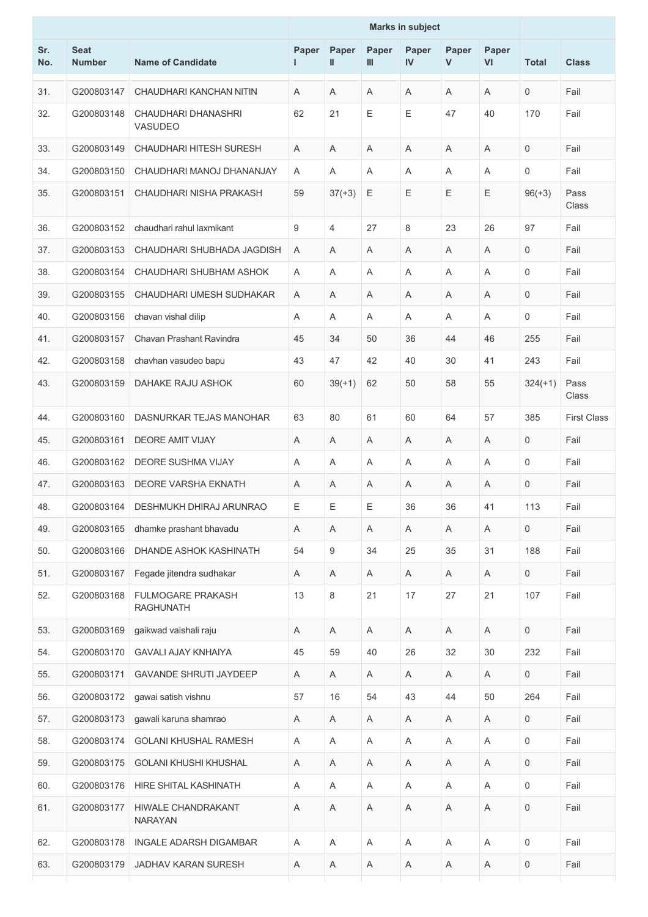| Sr. No. | Seat Number | Name of Candidate | Marks in subject | | | | | | Total | Class |
|---|---|---|---|---|---|---|---|---|---|---|
| | | | Paper I | Paper II | Paper III | Paper IV | Paper V | Paper VI | | |
| 31. | G200803147 | CHAUDHARI KANCHAN NITIN | A | A | A | A | A | A | 0 | Fail |
| 32. | G200803148 | CHAUDHARI DHANASHRI VASUDEO | 62 | 21 | E | E | 47 | 40 | 170 | Fail |
| 33. | G200803149 | CHAUDHARI HITESH SURESH | A | A | A | A | A | A | 0 | Fail |
| 34. | G200803150 | CHAUDHARI MANOJ DHANANJAY | A | A | A | A | A | A | 0 | Fail |
| 35. | G200803151 | CHAUDHARI NISHA PRAKASH | 59 | 37(+3) | E | E | E | E | 96(+3) | Pass Class |
| 36. | G200803152 | chaudhari rahul laxmikant | 9 | 4 | 27 | 8 | 23 | 26 | 97 | Fail |
| 37. | G200803153 | CHAUDHARI SHUBHADA JAGDISH | A | A | A | A | A | A | 0 | Fail |
| 38. | G200803154 | CHAUDHARI SHUBHAM ASHOK | A | A | A | A | A | A | 0 | Fail |
| 39. | G200803155 | CHAUDHARI UMESH SUDHAKAR | A | A | A | A | A | A | 0 | Fail |
| 40. | G200803156 | chavan vishal dilip | A | A | A | A | A | A | 0 | Fail |
| 41. | G200803157 | Chavan Prashant Ravindra | 45 | 34 | 50 | 36 | 44 | 46 | 255 | Fail |
| 42. | G200803158 | chavhan vasudeo bapu | 43 | 47 | 42 | 40 | 30 | 41 | 243 | Fail |
| 43. | G200803159 | DAHAKE RAJU ASHOK | 60 | 39(+1) | 62 | 50 | 58 | 55 | 324(+1) | Pass Class |
| 44. | G200803160 | DASNURKAR TEJAS MANOHAR | 63 | 80 | 61 | 60 | 64 | 57 | 385 | First Class |
| 45. | G200803161 | DEORE AMIT VIJAY | A | A | A | A | A | A | 0 | Fail |
| 46. | G200803162 | DEORE SUSHMA VIJAY | A | A | A | A | A | A | 0 | Fail |
| 47. | G200803163 | DEORE VARSHA EKNATH | A | A | A | A | A | A | 0 | Fail |
| 48. | G200803164 | DESHMUKH DHIRAJ ARUNRAO | E | E | E | 36 | 36 | 41 | 113 | Fail |
| 49. | G200803165 | dhamke prashant bhavadu | A | A | A | A | A | A | 0 | Fail |
| 50. | G200803166 | DHANDE ASHOK KASHINATH | 54 | 9 | 34 | 25 | 35 | 31 | 188 | Fail |
| 51. | G200803167 | Fegade jitendra sudhakar | A | A | A | A | A | A | 0 | Fail |
| 52. | G200803168 | FULMOGARE PRAKASH RAGHUNATH | 13 | 8 | 21 | 17 | 27 | 21 | 107 | Fail |
| 53. | G200803169 | gaikwad vaishali raju | A | A | A | A | A | A | 0 | Fail |
| 54. | G200803170 | GAVALI AJAY KNHAIYA | 45 | 59 | 40 | 26 | 32 | 30 | 232 | Fail |
| 55. | G200803171 | GAVANDE SHRUTI JAYDEEP | A | A | A | A | A | A | 0 | Fail |
| 56. | G200803172 | gawai satish vishnu | 57 | 16 | 54 | 43 | 44 | 50 | 264 | Fail |
| 57. | G200803173 | gawali karuna shamrao | A | A | A | A | A | A | 0 | Fail |
| 58. | G200803174 | GOLANI KHUSHAL RAMESH | A | A | A | A | A | A | 0 | Fail |
| 59. | G200803175 | GOLANI KHUSHI KHUSHAL | A | A | A | A | A | A | 0 | Fail |
| 60. | G200803176 | HIRE SHITAL KASHINATH | A | A | A | A | A | A | 0 | Fail |
| 61. | G200803177 | HIWALE CHANDRAKANT NARAYAN | A | A | A | A | A | A | 0 | Fail |
| 62. | G200803178 | INGALE ADARSH DIGAMBAR | A | A | A | A | A | A | 0 | Fail |
| 63. | G200803179 | JADHAV KARAN SURESH | A | A | A | A | A | A | 0 | Fail |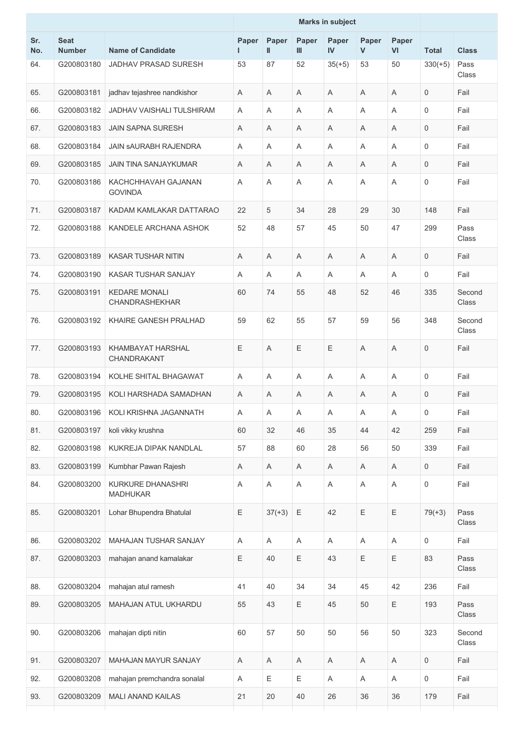| Sr. No. | Seat Number | Name of Candidate | Marks in subject | | | | | | Total | Class |
|---|---|---|---|---|---|---|---|---|---|---|
| | | | Paper I | Paper II | Paper III | Paper IV | Paper V | Paper VI | | |
| 64. | G200803180 | JADHAV PRASAD SURESH | 53 | 87 | 52 | 35(+5) | 53 | 50 | 330(+5) | Pass Class |
| 65. | G200803181 | jadhav tejashree nandkishor | A | A | A | A | A | A | 0 | Fail |
| 66. | G200803182 | JADHAV VAISHALI TULSHIRAM | A | A | A | A | A | A | 0 | Fail |
| 67. | G200803183 | JAIN SAPNA SURESH | A | A | A | A | A | A | 0 | Fail |
| 68. | G200803184 | JAIN sAURABH RAJENDRA | A | A | A | A | A | A | 0 | Fail |
| 69. | G200803185 | JAIN TINA SANJAYKUMAR | A | A | A | A | A | A | 0 | Fail |
| 70. | G200803186 | KACHCHHAVAH GAJANAN GOVINDA | A | A | A | A | A | A | 0 | Fail |
| 71. | G200803187 | KADAM KAMLAKAR DATTARAO | 22 | 5 | 34 | 28 | 29 | 30 | 148 | Fail |
| 72. | G200803188 | KANDELE ARCHANA ASHOK | 52 | 48 | 57 | 45 | 50 | 47 | 299 | Pass Class |
| 73. | G200803189 | KASAR TUSHAR NITIN | A | A | A | A | A | A | 0 | Fail |
| 74. | G200803190 | KASAR TUSHAR SANJAY | A | A | A | A | A | A | 0 | Fail |
| 75. | G200803191 | KEDARE MONALI CHANDRASHEKHAR | 60 | 74 | 55 | 48 | 52 | 46 | 335 | Second Class |
| 76. | G200803192 | KHAIRE GANESH PRALHAD | 59 | 62 | 55 | 57 | 59 | 56 | 348 | Second Class |
| 77. | G200803193 | KHAMBAYAT HARSHAL CHANDRAKANT | E | A | E | E | A | A | 0 | Fail |
| 78. | G200803194 | KOLHE SHITAL BHAGAWAT | A | A | A | A | A | A | 0 | Fail |
| 79. | G200803195 | KOLI HARSHADA SAMADHAN | A | A | A | A | A | A | 0 | Fail |
| 80. | G200803196 | KOLI KRISHNA JAGANNATH | A | A | A | A | A | A | 0 | Fail |
| 81. | G200803197 | koli vikky krushna | 60 | 32 | 46 | 35 | 44 | 42 | 259 | Fail |
| 82. | G200803198 | KUKREJA DIPAK NANDLAL | 57 | 88 | 60 | 28 | 56 | 50 | 339 | Fail |
| 83. | G200803199 | Kumbhar Pawan Rajesh | A | A | A | A | A | A | 0 | Fail |
| 84. | G200803200 | KURKURE DHANASHRI MADHUKAR | A | A | A | A | A | A | 0 | Fail |
| 85. | G200803201 | Lohar Bhupendra Bhatulal | E | 37(+3) | E | 42 | E | E | 79(+3) | Pass Class |
| 86. | G200803202 | MAHAJAN TUSHAR SANJAY | A | A | A | A | A | A | 0 | Fail |
| 87. | G200803203 | mahajan anand kamalakar | E | 40 | E | 43 | E | E | 83 | Pass Class |
| 88. | G200803204 | mahajan atul ramesh | 41 | 40 | 34 | 34 | 45 | 42 | 236 | Fail |
| 89. | G200803205 | MAHAJAN ATUL UKHARDU | 55 | 43 | E | 45 | 50 | E | 193 | Pass Class |
| 90. | G200803206 | mahajan dipti nitin | 60 | 57 | 50 | 50 | 56 | 50 | 323 | Second Class |
| 91. | G200803207 | MAHAJAN MAYUR SANJAY | A | A | A | A | A | A | 0 | Fail |
| 92. | G200803208 | mahajan premchandra sonalal | A | E | E | A | A | A | 0 | Fail |
| 93. | G200803209 | MALI ANAND KAILAS | 21 | 20 | 40 | 26 | 36 | 36 | 179 | Fail |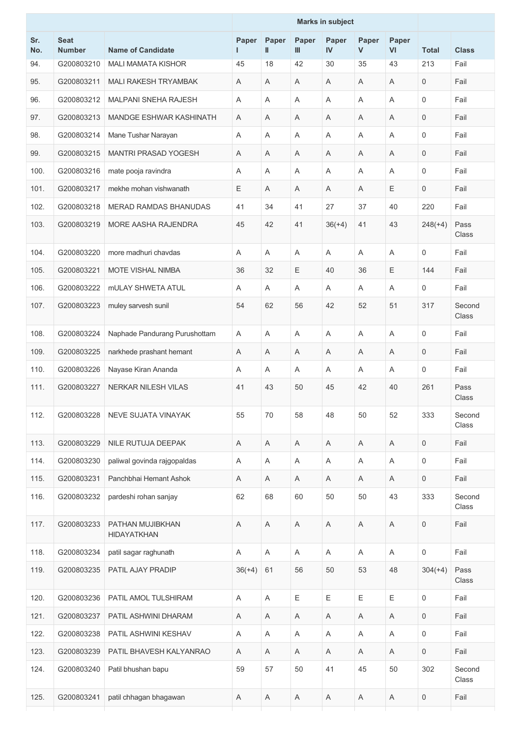| Sr. No. | Seat Number | Name of Candidate | Marks in subject | | | | | | | |
|---|---|---|---|---|---|---|---|---|---|---|
| | | | Paper I | Paper II | Paper III | Paper IV | Paper V | Paper VI | Total | Class |
| 94. | G200803210 | MALI MAMATA KISHOR | 45 | 18 | 42 | 30 | 35 | 43 | 213 | Fail |
| 95. | G200803211 | MALI RAKESH TRYAMBAK | A | A | A | A | A | A | 0 | Fail |
| 96. | G200803212 | MALPANI SNEHA RAJESH | A | A | A | A | A | A | 0 | Fail |
| 97. | G200803213 | MANDGE ESHWAR KASHINATH | A | A | A | A | A | A | 0 | Fail |
| 98. | G200803214 | Mane Tushar Narayan | A | A | A | A | A | A | 0 | Fail |
| 99. | G200803215 | MANTRI PRASAD YOGESH | A | A | A | A | A | A | 0 | Fail |
| 100. | G200803216 | mate pooja ravindra | A | A | A | A | A | A | 0 | Fail |
| 101. | G200803217 | mekhe mohan vishwanath | E | A | A | A | A | E | 0 | Fail |
| 102. | G200803218 | MERAD RAMDAS BHANUDAS | 41 | 34 | 41 | 27 | 37 | 40 | 220 | Fail |
| 103. | G200803219 | MORE AASHA RAJENDRA | 45 | 42 | 41 | 36(+4) | 41 | 43 | 248(+4) | Pass Class |
| 104. | G200803220 | more madhuri chavdas | A | A | A | A | A | A | 0 | Fail |
| 105. | G200803221 | MOTE VISHAL NIMBA | 36 | 32 | E | 40 | 36 | E | 144 | Fail |
| 106. | G200803222 | mULAY SHWETA ATUL | A | A | A | A | A | A | 0 | Fail |
| 107. | G200803223 | muley sarvesh sunil | 54 | 62 | 56 | 42 | 52 | 51 | 317 | Second Class |
| 108. | G200803224 | Naphade Pandurang Purushottam | A | A | A | A | A | A | 0 | Fail |
| 109. | G200803225 | narkhede prashant hemant | A | A | A | A | A | A | 0 | Fail |
| 110. | G200803226 | Nayase Kiran Ananda | A | A | A | A | A | A | 0 | Fail |
| 111. | G200803227 | NERKAR NILESH VILAS | 41 | 43 | 50 | 45 | 42 | 40 | 261 | Pass Class |
| 112. | G200803228 | NEVE SUJATA VINAYAK | 55 | 70 | 58 | 48 | 50 | 52 | 333 | Second Class |
| 113. | G200803229 | NILE RUTUJA DEEPAK | A | A | A | A | A | A | 0 | Fail |
| 114. | G200803230 | paliwal govinda rajgopaldas | A | A | A | A | A | A | 0 | Fail |
| 115. | G200803231 | Panchbhai Hemant Ashok | A | A | A | A | A | A | 0 | Fail |
| 116. | G200803232 | pardeshi rohan sanjay | 62 | 68 | 60 | 50 | 50 | 43 | 333 | Second Class |
| 117. | G200803233 | PATHAN MUJIBKHAN HIDAYATKHAN | A | A | A | A | A | A | 0 | Fail |
| 118. | G200803234 | patil sagar raghunath | A | A | A | A | A | A | 0 | Fail |
| 119. | G200803235 | PATIL AJAY PRADIP | 36(+4) | 61 | 56 | 50 | 53 | 48 | 304(+4) | Pass Class |
| 120. | G200803236 | PATIL AMOL TULSHIRAM | A | A | E | E | E | E | 0 | Fail |
| 121. | G200803237 | PATIL ASHWINI DHARAM | A | A | A | A | A | A | 0 | Fail |
| 122. | G200803238 | PATIL ASHWINI KESHAV | A | A | A | A | A | A | 0 | Fail |
| 123. | G200803239 | PATIL BHAVESH KALYANRAO | A | A | A | A | A | A | 0 | Fail |
| 124. | G200803240 | Patil bhushan bapu | 59 | 57 | 50 | 41 | 45 | 50 | 302 | Second Class |
| 125. | G200803241 | patil chhagan bhagawan | A | A | A | A | A | A | 0 | Fail |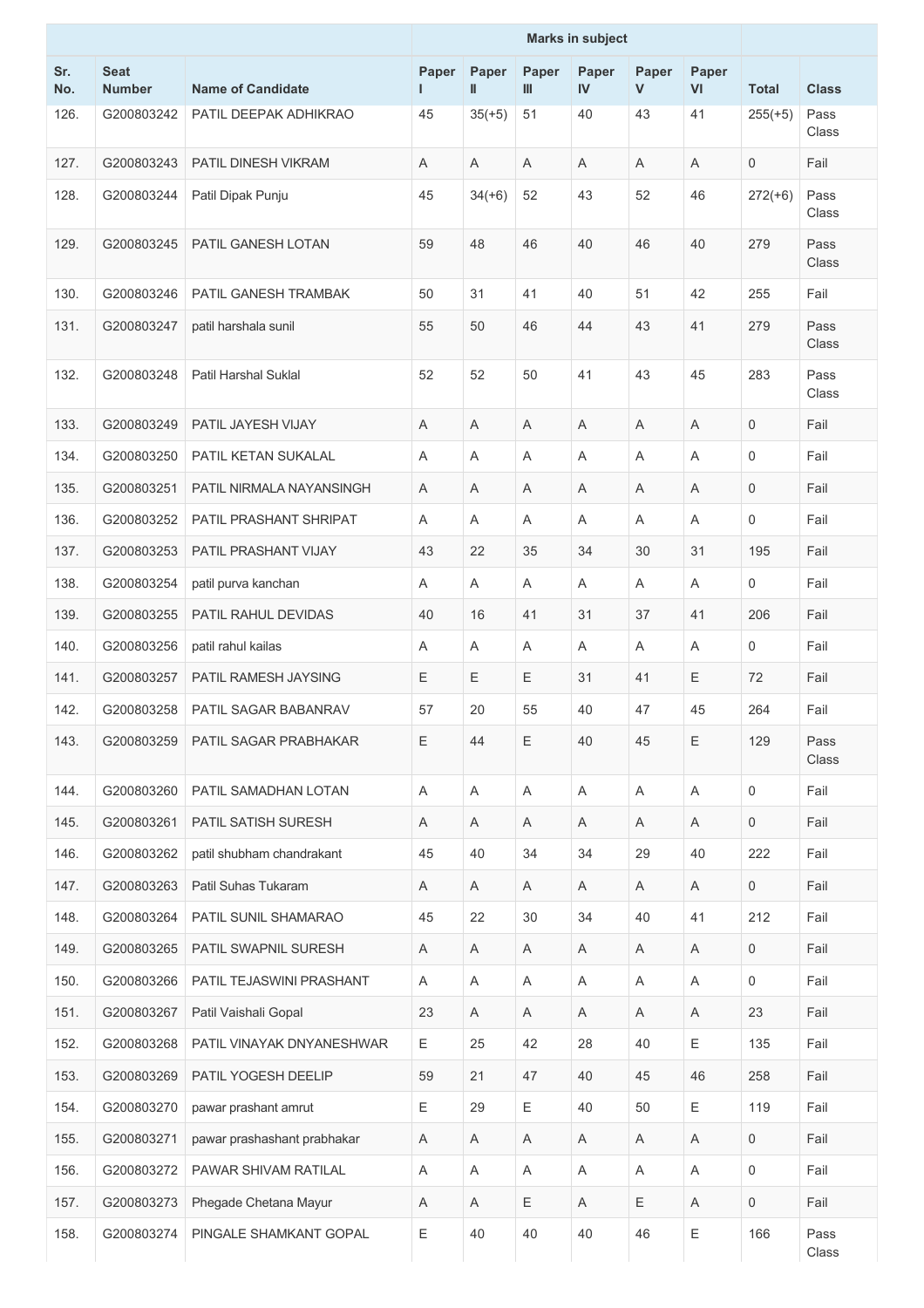| Sr. No. | Seat Number | Name of Candidate | Marks in subject | | | | | | Total | Class |
|---|---|---|---|---|---|---|---|---|---|---|
| | | | Paper I | Paper II | Paper III | Paper IV | Paper V | Paper VI | | |
| 126. | G200803242 | PATIL DEEPAK ADHIKRAO | 45 | 35(+5) | 51 | 40 | 43 | 41 | 255(+5) | Pass Class |
| 127. | G200803243 | PATIL DINESH VIKRAM | A | A | A | A | A | A | 0 | Fail |
| 128. | G200803244 | Patil Dipak Punju | 45 | 34(+6) | 52 | 43 | 52 | 46 | 272(+6) | Pass Class |
| 129. | G200803245 | PATIL GANESH LOTAN | 59 | 48 | 46 | 40 | 46 | 40 | 279 | Pass Class |
| 130. | G200803246 | PATIL GANESH TRAMBAK | 50 | 31 | 41 | 40 | 51 | 42 | 255 | Fail |
| 131. | G200803247 | patil harshala sunil | 55 | 50 | 46 | 44 | 43 | 41 | 279 | Pass Class |
| 132. | G200803248 | Patil Harshal Suklal | 52 | 52 | 50 | 41 | 43 | 45 | 283 | Pass Class |
| 133. | G200803249 | PATIL JAYESH VIJAY | A | A | A | A | A | A | 0 | Fail |
| 134. | G200803250 | PATIL KETAN SUKALAL | A | A | A | A | A | A | 0 | Fail |
| 135. | G200803251 | PATIL NIRMALA NAYANSINGH | A | A | A | A | A | A | 0 | Fail |
| 136. | G200803252 | PATIL PRASHANT SHRIPAT | A | A | A | A | A | A | 0 | Fail |
| 137. | G200803253 | PATIL PRASHANT VIJAY | 43 | 22 | 35 | 34 | 30 | 31 | 195 | Fail |
| 138. | G200803254 | patil purva kanchan | A | A | A | A | A | A | 0 | Fail |
| 139. | G200803255 | PATIL RAHUL DEVIDAS | 40 | 16 | 41 | 31 | 37 | 41 | 206 | Fail |
| 140. | G200803256 | patil rahul kailas | A | A | A | A | A | A | 0 | Fail |
| 141. | G200803257 | PATIL RAMESH JAYSING | E | E | E | 31 | 41 | E | 72 | Fail |
| 142. | G200803258 | PATIL SAGAR BABANRAV | 57 | 20 | 55 | 40 | 47 | 45 | 264 | Fail |
| 143. | G200803259 | PATIL SAGAR PRABHAKAR | E | 44 | E | 40 | 45 | E | 129 | Pass Class |
| 144. | G200803260 | PATIL SAMADHAN LOTAN | A | A | A | A | A | A | 0 | Fail |
| 145. | G200803261 | PATIL SATISH SURESH | A | A | A | A | A | A | 0 | Fail |
| 146. | G200803262 | patil shubham chandrakant | 45 | 40 | 34 | 34 | 29 | 40 | 222 | Fail |
| 147. | G200803263 | Patil Suhas Tukaram | A | A | A | A | A | A | 0 | Fail |
| 148. | G200803264 | PATIL SUNIL SHAMARAO | 45 | 22 | 30 | 34 | 40 | 41 | 212 | Fail |
| 149. | G200803265 | PATIL SWAPNIL SURESH | A | A | A | A | A | A | 0 | Fail |
| 150. | G200803266 | PATIL TEJASWINI PRASHANT | A | A | A | A | A | A | 0 | Fail |
| 151. | G200803267 | Patil Vaishali Gopal | 23 | A | A | A | A | A | 23 | Fail |
| 152. | G200803268 | PATIL VINAYAK DNYANESHWAR | E | 25 | 42 | 28 | 40 | E | 135 | Fail |
| 153. | G200803269 | PATIL YOGESH DEELIP | 59 | 21 | 47 | 40 | 45 | 46 | 258 | Fail |
| 154. | G200803270 | pawar prashant amrut | E | 29 | E | 40 | 50 | E | 119 | Fail |
| 155. | G200803271 | pawar prashashant prabhakar | A | A | A | A | A | A | 0 | Fail |
| 156. | G200803272 | PAWAR SHIVAM RATILAL | A | A | A | A | A | A | 0 | Fail |
| 157. | G200803273 | Phegade Chetana Mayur | A | A | E | A | E | A | 0 | Fail |
| 158. | G200803274 | PINGALE SHAMKANT GOPAL | E | 40 | 40 | 40 | 46 | E | 166 | Pass Class |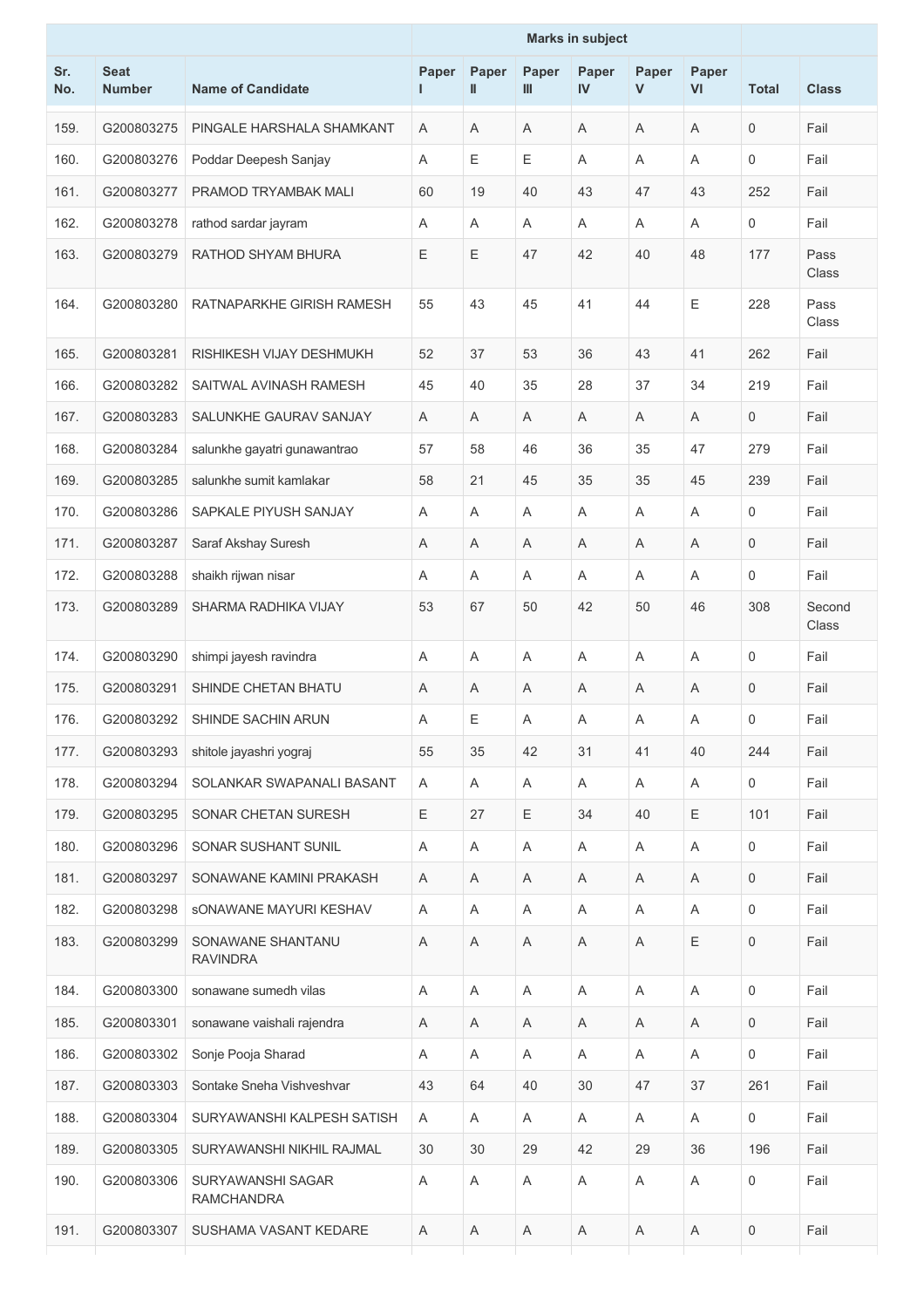| Sr. No. | Seat Number | Name of Candidate | Marks in subject | | | | | | Total | Class |
|---|---|---|---|---|---|---|---|---|---|---|
| | | | Paper I | Paper II | Paper III | Paper IV | Paper V | Paper VI | | |
| 159. | G200803275 | PINGALE HARSHALA SHAMKANT | A | A | A | A | A | A | 0 | Fail |
| 160. | G200803276 | Poddar Deepesh Sanjay | A | E | E | A | A | A | 0 | Fail |
| 161. | G200803277 | PRAMOD TRYAMBAK MALI | 60 | 19 | 40 | 43 | 47 | 43 | 252 | Fail |
| 162. | G200803278 | rathod sardar jayram | A | A | A | A | A | A | 0 | Fail |
| 163. | G200803279 | RATHOD SHYAM BHURA | E | E | 47 | 42 | 40 | 48 | 177 | Pass Class |
| 164. | G200803280 | RATNAPARKHE GIRISH RAMESH | 55 | 43 | 45 | 41 | 44 | E | 228 | Pass Class |
| 165. | G200803281 | RISHIKESH VIJAY DESHMUKH | 52 | 37 | 53 | 36 | 43 | 41 | 262 | Fail |
| 166. | G200803282 | SAITWAL AVINASH RAMESH | 45 | 40 | 35 | 28 | 37 | 34 | 219 | Fail |
| 167. | G200803283 | SALUNKHE GAURAV SANJAY | A | A | A | A | A | A | 0 | Fail |
| 168. | G200803284 | salunkhe gayatri gunawantrao | 57 | 58 | 46 | 36 | 35 | 47 | 279 | Fail |
| 169. | G200803285 | salunkhe sumit kamlakar | 58 | 21 | 45 | 35 | 35 | 45 | 239 | Fail |
| 170. | G200803286 | SAPKALE PIYUSH SANJAY | A | A | A | A | A | A | 0 | Fail |
| 171. | G200803287 | Saraf Akshay Suresh | A | A | A | A | A | A | 0 | Fail |
| 172. | G200803288 | shaikh rijwan nisar | A | A | A | A | A | A | 0 | Fail |
| 173. | G200803289 | SHARMA RADHIKA VIJAY | 53 | 67 | 50 | 42 | 50 | 46 | 308 | Second Class |
| 174. | G200803290 | shimpi jayesh ravindra | A | A | A | A | A | A | 0 | Fail |
| 175. | G200803291 | SHINDE CHETAN BHATU | A | A | A | A | A | A | 0 | Fail |
| 176. | G200803292 | SHINDE SACHIN ARUN | A | E | A | A | A | A | 0 | Fail |
| 177. | G200803293 | shitole jayashri yograj | 55 | 35 | 42 | 31 | 41 | 40 | 244 | Fail |
| 178. | G200803294 | SOLANKAR SWAPANALI BASANT | A | A | A | A | A | A | 0 | Fail |
| 179. | G200803295 | SONAR CHETAN SURESH | E | 27 | E | 34 | 40 | E | 101 | Fail |
| 180. | G200803296 | SONAR SUSHANT SUNIL | A | A | A | A | A | A | 0 | Fail |
| 181. | G200803297 | SONAWANE KAMINI PRAKASH | A | A | A | A | A | A | 0 | Fail |
| 182. | G200803298 | sONAWANE MAYURI KESHAV | A | A | A | A | A | A | 0 | Fail |
| 183. | G200803299 | SONAWANE SHANTANU RAVINDRA | A | A | A | A | A | E | 0 | Fail |
| 184. | G200803300 | sonawane sumedh vilas | A | A | A | A | A | A | 0 | Fail |
| 185. | G200803301 | sonawane vaishali rajendra | A | A | A | A | A | A | 0 | Fail |
| 186. | G200803302 | Sonje Pooja Sharad | A | A | A | A | A | A | 0 | Fail |
| 187. | G200803303 | Sontake Sneha Vishveshvar | 43 | 64 | 40 | 30 | 47 | 37 | 261 | Fail |
| 188. | G200803304 | SURYAWANSHI KALPESH SATISH | A | A | A | A | A | A | 0 | Fail |
| 189. | G200803305 | SURYAWANSHI NIKHIL RAJMAL | 30 | 30 | 29 | 42 | 29 | 36 | 196 | Fail |
| 190. | G200803306 | SURYAWANSHI SAGAR RAMCHANDRA | A | A | A | A | A | A | 0 | Fail |
| 191. | G200803307 | SUSHAMA VASANT KEDARE | A | A | A | A | A | A | 0 | Fail |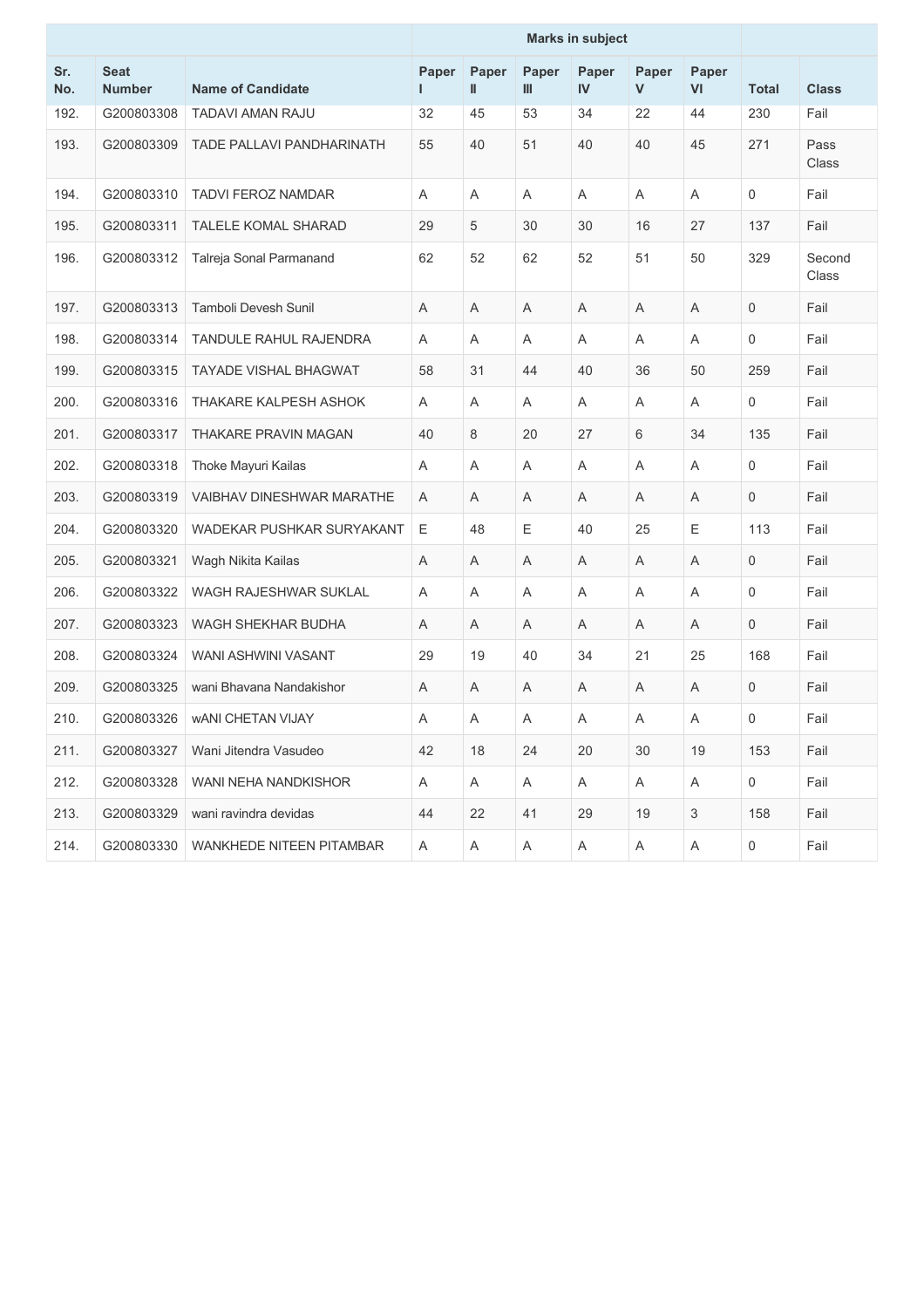| | | | Marks in subject | | | | | | | |
|---|---|---|---|---|---|---|---|---|---|---|
| Sr. No. | Seat Number | Name of Candidate | Paper I | Paper II | Paper III | Paper IV | Paper V | Paper VI | Total | Class |
| 192. | G200803308 | TADAVI AMAN RAJU | 32 | 45 | 53 | 34 | 22 | 44 | 230 | Fail |
| 193. | G200803309 | TADE PALLAVI PANDHARINATH | 55 | 40 | 51 | 40 | 40 | 45 | 271 | Pass Class |
| 194. | G200803310 | TADVI FEROZ NAMDAR | A | A | A | A | A | A | 0 | Fail |
| 195. | G200803311 | TALELE KOMAL SHARAD | 29 | 5 | 30 | 30 | 16 | 27 | 137 | Fail |
| 196. | G200803312 | Talreja Sonal Parmanand | 62 | 52 | 62 | 52 | 51 | 50 | 329 | Second Class |
| 197. | G200803313 | Tamboli Devesh Sunil | A | A | A | A | A | A | 0 | Fail |
| 198. | G200803314 | TANDULE RAHUL RAJENDRA | A | A | A | A | A | A | 0 | Fail |
| 199. | G200803315 | TAYADE VISHAL BHAGWAT | 58 | 31 | 44 | 40 | 36 | 50 | 259 | Fail |
| 200. | G200803316 | THAKARE KALPESH ASHOK | A | A | A | A | A | A | 0 | Fail |
| 201. | G200803317 | THAKARE PRAVIN MAGAN | 40 | 8 | 20 | 27 | 6 | 34 | 135 | Fail |
| 202. | G200803318 | Thoke Mayuri Kailas | A | A | A | A | A | A | 0 | Fail |
| 203. | G200803319 | VAIBHAV DINESHWAR MARATHE | A | A | A | A | A | A | 0 | Fail |
| 204. | G200803320 | WADEKAR PUSHKAR SURYAKANT | E | 48 | E | 40 | 25 | E | 113 | Fail |
| 205. | G200803321 | Wagh Nikita Kailas | A | A | A | A | A | A | 0 | Fail |
| 206. | G200803322 | WAGH RAJESHWAR SUKLAL | A | A | A | A | A | A | 0 | Fail |
| 207. | G200803323 | WAGH SHEKHAR BUDHA | A | A | A | A | A | A | 0 | Fail |
| 208. | G200803324 | WANI ASHWINI VASANT | 29 | 19 | 40 | 34 | 21 | 25 | 168 | Fail |
| 209. | G200803325 | wani Bhavana Nandakishor | A | A | A | A | A | A | 0 | Fail |
| 210. | G200803326 | wANI CHETAN VIJAY | A | A | A | A | A | A | 0 | Fail |
| 211. | G200803327 | Wani Jitendra Vasudeo | 42 | 18 | 24 | 20 | 30 | 19 | 153 | Fail |
| 212. | G200803328 | WANI NEHA NANDKISHOR | A | A | A | A | A | A | 0 | Fail |
| 213. | G200803329 | wani ravindra devidas | 44 | 22 | 41 | 29 | 19 | 3 | 158 | Fail |
| 214. | G200803330 | WANKHEDE NITEEN PITAMBAR | A | A | A | A | A | A | 0 | Fail |